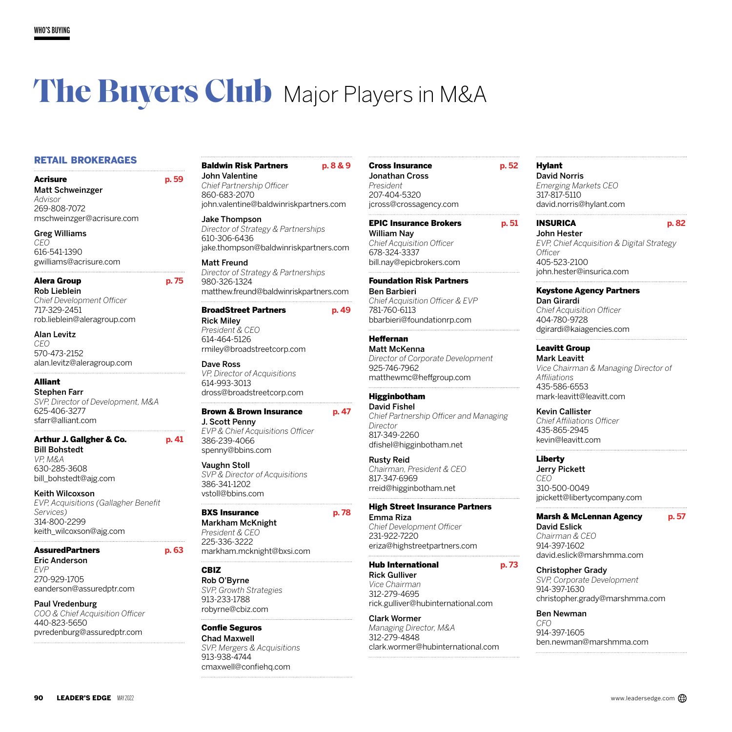# The Buyers Club Major Players in M&A

## RETAIL BROKERAGES

**Acrisure** p. 59

**Matt Schweinzger**
*Advisor*
269-808-7072
mschweinzger@acrisure.com

**Greg Williams**
*CEO*
616-541-1390
gwilliams@acrisure.com

**Alera Group** p. 75

**Rob Lieblein**
*Chief Development Officer*
717-329-2451
rob.lieblein@aleragroup.com

**Alan Levitz**
*CEO*
570-473-2152
alan.levitz@aleragroup.com

**Alliant**

**Stephen Farr**
*SVP, Director of Development, M&A*
625-406-3277
sfarr@alliant.com

**Arthur J. Gallgher & Co.** p. 41

**Bill Bohstedt**
*VP, M&A*
630-285-3608
bill_bohstedt@ajg.com

**Keith Wilcoxson**
*EVP, Acquisitions (Gallagher Benefit Services)*
314-800-2299
keith_wilcoxson@ajg.com

**AssuredPartners** p. 63

**Eric Anderson**
*EVP*
270-929-1705
eanderson@assuredptr.com

**Paul Vredenburg**
*COO & Chief Acquisition Officer*
440-823-5650
pvredenburg@assuredptr.com

**Baldwin Risk Partners** p. 8 & 9

**John Valentine**
*Chief Partnership Officer*
860-683-2070
john.valentine@baldwinriskpartners.com

**Jake Thompson**
*Director of Strategy & Partnerships*
610-306-6436
jake.thompson@baldwinriskpartners.com

**Matt Freund**
*Director of Strategy & Partnerships*
980-326-1324
matthew.freund@baldwinriskpartners.com

**BroadStreet Partners** p. 49

**Rick Miley**
*President & CEO*
614-464-5126
rmiley@broadstreetcorp.com

**Dave Ross**
*VP, Director of Acquisitions*
614-993-3013
dross@broadstreetcorp.com

**Brown & Brown Insurance** p. 47

**J. Scott Penny**
*EVP & Chief Acquisitions Officer*
386-239-4066
spenny@bbins.com

**Vaughn Stoll**
*SVP & Director of Acquisitions*
386-341-1202
vstoll@bbins.com

**BXS Insurance** p. 78

**Markham McKnight**
*President & CEO*
225-336-3222
markham.mcknight@bxsi.com

**CBIZ**

**Rob O'Byrne**
*SVP, Growth Strategies*
913-233-1788
robyrne@cbiz.com

**Confie Seguros**

**Chad Maxwell**
*SVP, Mergers & Acquisitions*
913-938-4744
cmaxwell@confiehq.com

**Cross Insurance** p. 52

**Jonathan Cross**
*President*
207-404-5320
jcross@crossagency.com

**EPIC Insurance Brokers** p. 51

**William Nay**
*Chief Acquisition Officer*
678-324-3337
bill.nay@epicbrokers.com

**Foundation Risk Partners**

**Ben Barbieri**
*Chief Acquisition Officer & EVP*
781-760-6113
bbarbieri@foundationrp.com

**Heffernan**

**Matt McKenna**
*Director of Corporate Development*
925-746-7962
matthewmc@heffgroup.com

**Higginbotham**

**David Fishel**
*Chief Partnership Officer and Managing Director*
817-349-2260
dfishel@higginbotham.net

**Rusty Reid**
*Chairman, President & CEO*
817-347-6969
rreid@higginbotham.net

**High Street Insurance Partners**

**Emma Riza**
*Chief Development Officer*
231-922-7220
eriza@highstreetpartners.com

**Hub International** p. 73

**Rick Gulliver**
*Vice Chairman*
312-279-4695
rick.gulliver@hubinternational.com

**Clark Wormer**
*Managing Director, M&A*
312-279-4848
clark.wormer@hubinternational.com

**Hylant**

**David Norris**
*Emerging Markets CEO*
317-817-5110
david.norris@hylant.com

**INSURICA** p. 82

**John Hester**
*EVP, Chief Acquisition & Digital Strategy Officer*
405-523-2100
john.hester@insurica.com

**Keystone Agency Partners**

**Dan Girardi**
*Chief Acquisition Officer*
404-780-9728
dgirardi@kaiagencies.com

**Leavitt Group**

**Mark Leavitt**
*Vice Chairman & Managing Director of Affiliations*
435-586-6553
mark-leavitt@leavitt.com

**Kevin Callister**
*Chief Affiliations Officer*
435-865-2945
kevin@leavitt.com

**Liberty**

**Jerry Pickett**
*CEO*
310-500-0049
jpickett@libertycompany.com

**Marsh & McLennan Agency** p. 57

**David Eslick**
*Chairman & CEO*
914-397-1602
david.eslick@marshmma.com

**Christopher Grady**
*SVP, Corporate Development*
914-397-1630
christopher.grady@marshmma.com

**Ben Newman**
*CFO*
914-397-1605
ben.newman@marshmma.com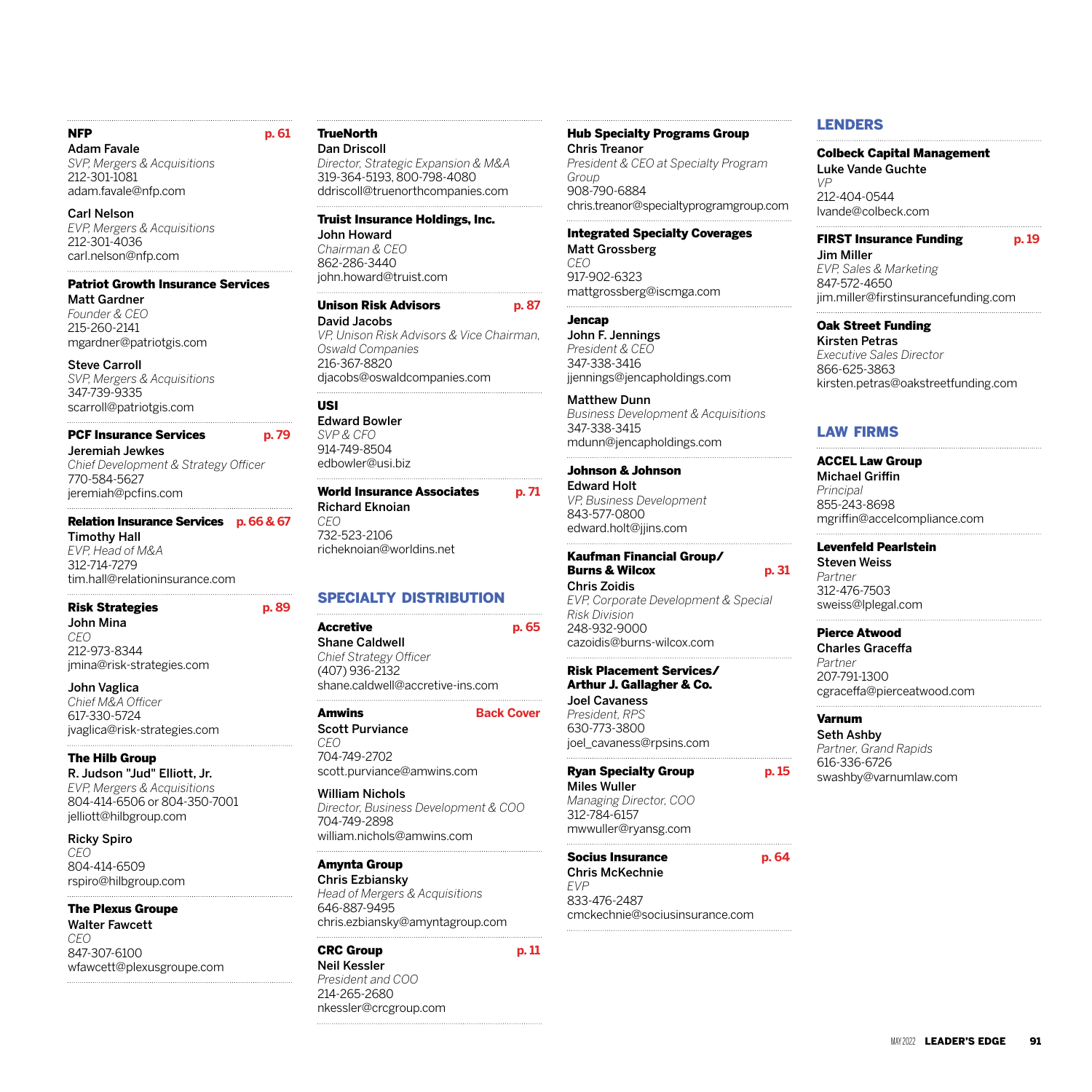**NFP** p. 61

**Adam Favale**
*SVP, Mergers & Acquisitions*
212-301-1081
adam.favale@nfp.com

**Carl Nelson**
*EVP, Mergers & Acquisitions*
212-301-4036
carl.nelson@nfp.com

**Patriot Growth Insurance Services**

**Matt Gardner**
*Founder & CEO*
215-260-2141
mgardner@patriotgis.com

**Steve Carroll**
*SVP, Mergers & Acquisitions*
347-739-9335
scarroll@patriotgis.com

**PCF Insurance Services** p. 79

**Jeremiah Jewkes**
*Chief Development & Strategy Officer*
770-584-5627
jeremiah@pcfins.com

**Relation Insurance Services** p. 66 & 67

**Timothy Hall**
*EVP, Head of M&A*
312-714-7279
tim.hall@relationinsurance.com

**Risk Strategies** p. 89

**John Mina**
*CEO*
212-973-8344
jmina@risk-strategies.com

**John Vaglica**
*Chief M&A Officer*
617-330-5724
jvaglica@risk-strategies.com

**The Hilb Group**

**R. Judson "Jud" Elliott, Jr.**
*EVP, Mergers & Acquisitions*
804-414-6506 or 804-350-7001
jelliott@hilbgroup.com

**Ricky Spiro**
*CEO*
804-414-6509
rspiro@hilbgroup.com

**The Plexus Groupe**

**Walter Fawcett**
*CEO*
847-307-6100
wfawcett@plexusgroupe.com

**TrueNorth**

**Dan Driscoll**
*Director, Strategic Expansion & M&A*
319-364-5193, 800-798-4080
ddriscoll@truenorthcompanies.com

**Truist Insurance Holdings, Inc.**

**John Howard**
*Chairman & CEO*
862-286-3440
john.howard@truist.com

**Unison Risk Advisors** p. 87

**David Jacobs**
*VP, Unison Risk Advisors & Vice Chairman, Oswald Companies*
216-367-8820
djacobs@oswaldcompanies.com

**USI**

**Edward Bowler**
*SVP & CFO*
914-749-8504
edbowler@usi.biz

**World Insurance Associates** p. 71

**Richard Eknoian**
*CEO*
732-523-2106
richeknoian@worldins.net

## SPECIALTY DISTRIBUTION

**Accretive** p. 65

**Shane Caldwell**
*Chief Strategy Officer*
(407) 936-2132
shane.caldwell@accretive-ins.com

**Amwins** Back Cover

**Scott Purviance**
*CEO*
704-749-2702
scott.purviance@amwins.com

**William Nichols**
*Director, Business Development & COO*
704-749-2898
william.nichols@amwins.com

**Amynta Group**

**Chris Ezbiansky**
*Head of Mergers & Acquisitions*
646-887-9495
chris.ezbiansky@amyntagroup.com

**CRC Group** p. 11

**Neil Kessler**
*President and COO*
214-265-2680
nkessler@crcgroup.com

**Hub Specialty Programs Group**

**Chris Treanor**
*President & CEO at Specialty Program Group*
908-790-6884
chris.treanor@specialtyprogramgroup.com

**Integrated Specialty Coverages**

**Matt Grossberg**
*CEO*
917-902-6323
mattgrossberg@iscmga.com

**Jencap**

**John F. Jennings**
*President & CEO*
347-338-3416
jjennings@jencapholdings.com

**Matthew Dunn**
*Business Development & Acquisitions*
347-338-3415
mdunn@jencapholdings.com

**Johnson & Johnson**

**Edward Holt**
*VP, Business Development*
843-577-0800
edward.holt@jjins.com

**Kaufman Financial Group/ Burns & Wilcox** p. 31

**Chris Zoidis**
*EVP, Corporate Development & Special Risk Division*
248-932-9000
cazoidis@burns-wilcox.com

**Risk Placement Services/ Arthur J. Gallagher & Co.**

**Joel Cavaness**
*President, RPS*
630-773-3800
joel_cavaness@rpsins.com

**Ryan Specialty Group** p. 15

**Miles Wuller**
*Managing Director, COO*
312-784-6157
mwwuller@ryansg.com

**Socius Insurance** p. 64

**Chris McKechnie**
*EVP*
833-476-2487
cmckechnie@sociusinsurance.com

## LENDERS

**Colbeck Capital Management**

**Luke Vande Guchte**
*VP*
212-404-0544
lvande@colbeck.com

**FIRST Insurance Funding** p. 19

**Jim Miller**
*EVP, Sales & Marketing*
847-572-4650
jim.miller@firstinsurancefunding.com

**Oak Street Funding**

**Kirsten Petras**
*Executive Sales Director*
866-625-3863
kirsten.petras@oakstreetfunding.com

## LAW FIRMS

**ACCEL Law Group**

**Michael Griffin**
*Principal*
855-243-8698
mgriffin@accelcompliance.com

**Levenfeld Pearlstein**

**Steven Weiss**
*Partner*
312-476-7503
sweiss@lplegal.com

**Pierce Atwood**

**Charles Graceffa**
*Partner*
207-791-1300
cgraceffa@pierceatwood.com

**Varnum**

**Seth Ashby**
*Partner, Grand Rapids*
616-336-6726
swashby@varnumlaw.com